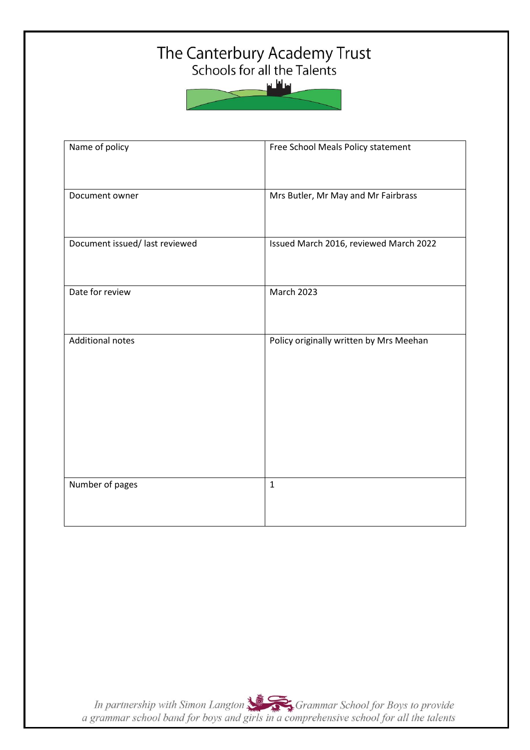# The Canterbury Academy Trust

## Schools for all the Talents

| Name of policy | Free School Meals Policy statement |
| --- | --- |
| Document owner | Mrs Butler, Mr May and Mr Fairbrass |
| Document issued/ last reviewed | Issued March 2016, reviewed March 2022 |
| Date for review | March 2023 |
| Additional notes | Policy originally written by Mrs Meehan |
| Number of pages | 1 |

*In partnership with Simon Langton Grammar School for Boys to provide a grammar school band for boys and girls in a comprehensive school for all the talents*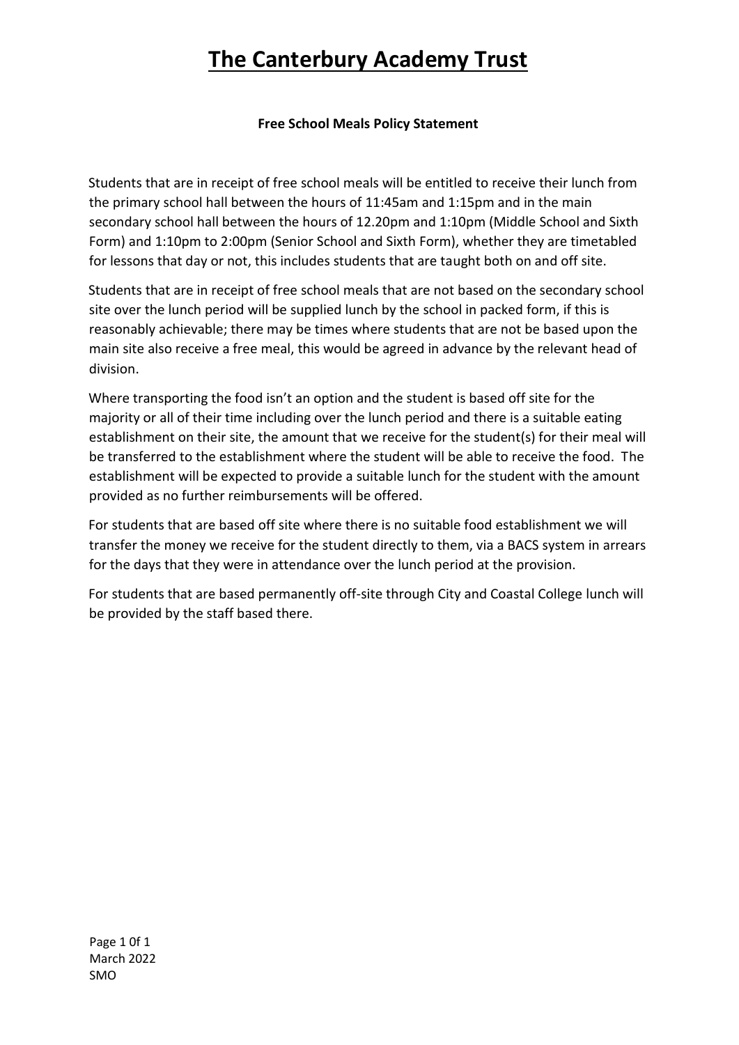# The Canterbury Academy Trust

**Free School Meals Policy Statement**

Students that are in receipt of free school meals will be entitled to receive their lunch from the primary school hall between the hours of 11:45am and 1:15pm and in the main secondary school hall between the hours of 12.20pm and 1:10pm (Middle School and Sixth Form) and 1:10pm to 2:00pm (Senior School and Sixth Form), whether they are timetabled for lessons that day or not, this includes students that are taught both on and off site.

Students that are in receipt of free school meals that are not based on the secondary school site over the lunch period will be supplied lunch by the school in packed form, if this is reasonably achievable; there may be times where students that are not be based upon the main site also receive a free meal, this would be agreed in advance by the relevant head of division.

Where transporting the food isn't an option and the student is based off site for the majority or all of their time including over the lunch period and there is a suitable eating establishment on their site, the amount that we receive for the student(s) for their meal will be transferred to the establishment where the student will be able to receive the food. The establishment will be expected to provide a suitable lunch for the student with the amount provided as no further reimbursements will be offered.

For students that are based off site where there is no suitable food establishment we will transfer the money we receive for the student directly to them, via a BACS system in arrears for the days that they were in attendance over the lunch period at the provision.

For students that are based permanently off-site through City and Coastal College lunch will be provided by the staff based there.

March 2022
SMO